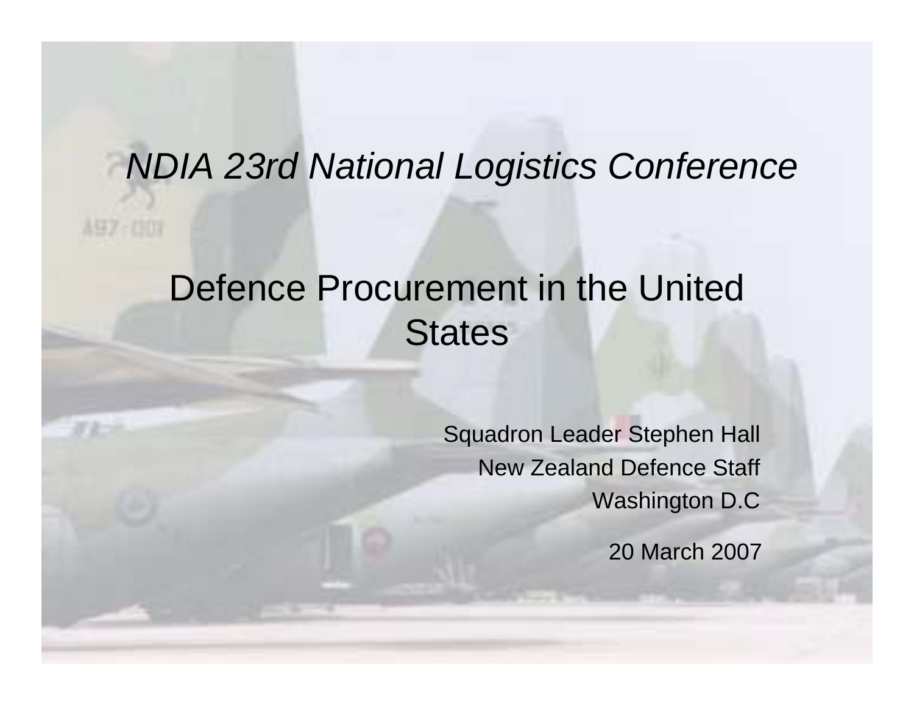*NDIA 23rd National Logistics Conference*

# Defence Procurement in the United States

Squadron Leader Stephen Hall
New Zealand Defence Staff
Washington D.C

20 March 2007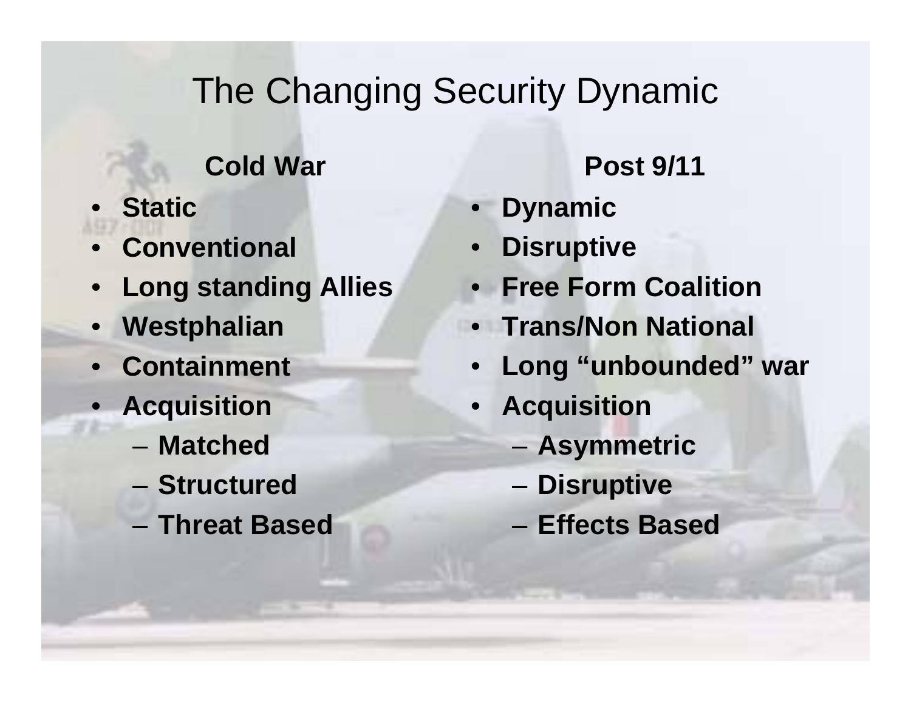# The Changing Security Dynamic

**Cold War**

- **Static**
- **Conventional**
- **Long standing Allies**
- **Westphalian**
- **Containment**
- **Acquisition**
  - **Matched**
  - **Structured**
  - **Threat Based**

**Post 9/11**

- **Dynamic**
- **Disruptive**
- **Free Form Coalition**
- **Trans/Non National**
- **Long "unbounded" war**
- **Acquisition**
  - **Asymmetric**
  - **Disruptive**
  - **Effects Based**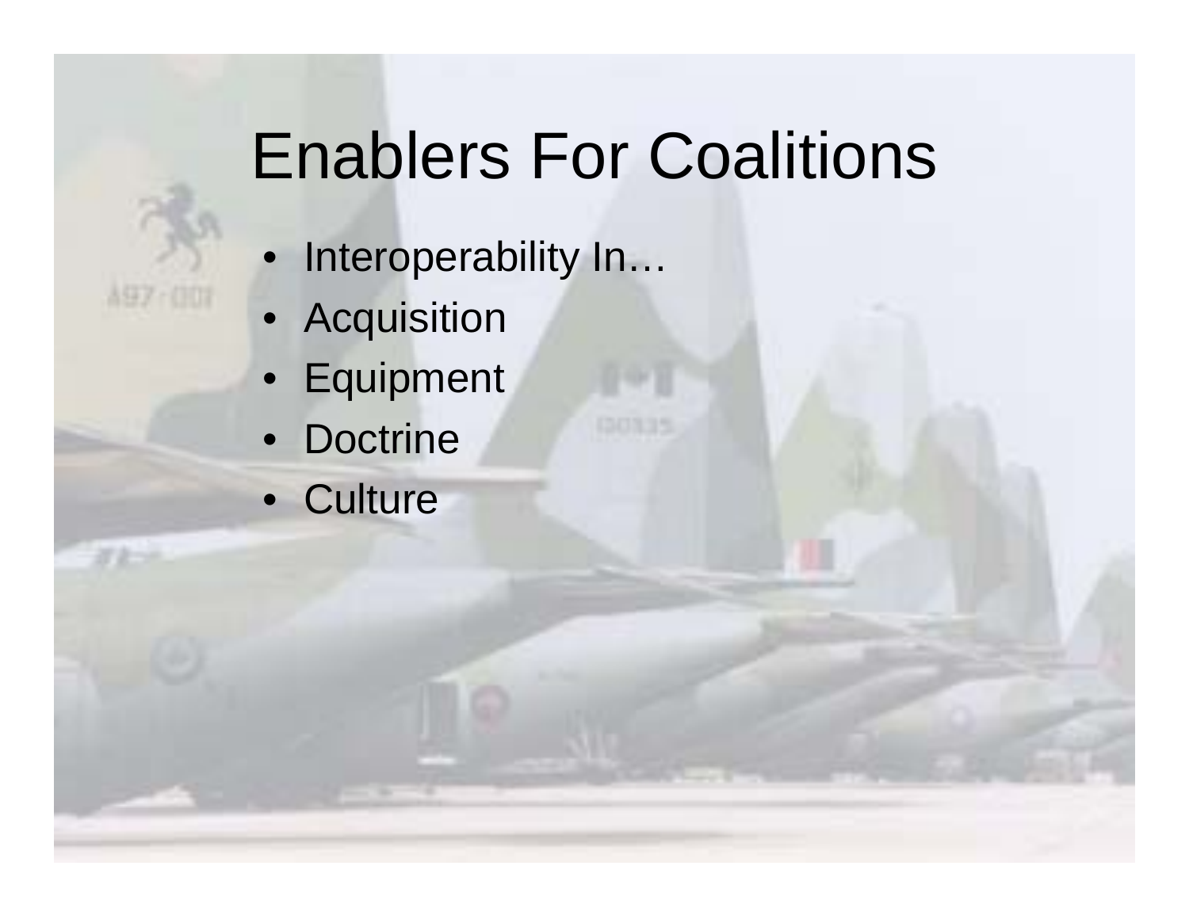# Enablers For Coalitions

- Interoperability In…
- Acquisition
- Equipment
- Doctrine
- Culture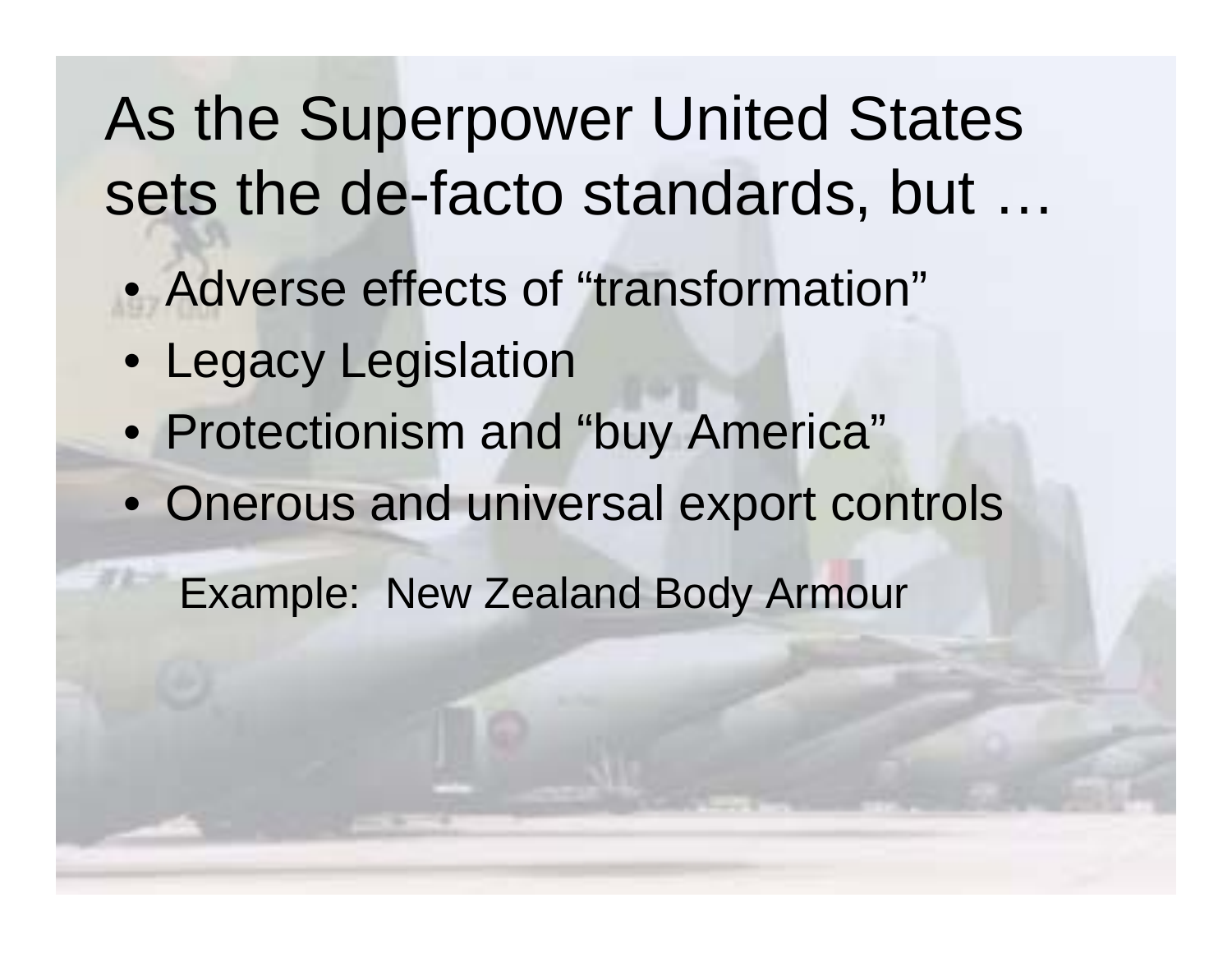# As the Superpower United States sets the de-facto standards, but …

- Adverse effects of “transformation”
- Legacy Legislation
- Protectionism and “buy America”
- Onerous and universal export controls

Example: New Zealand Body Armour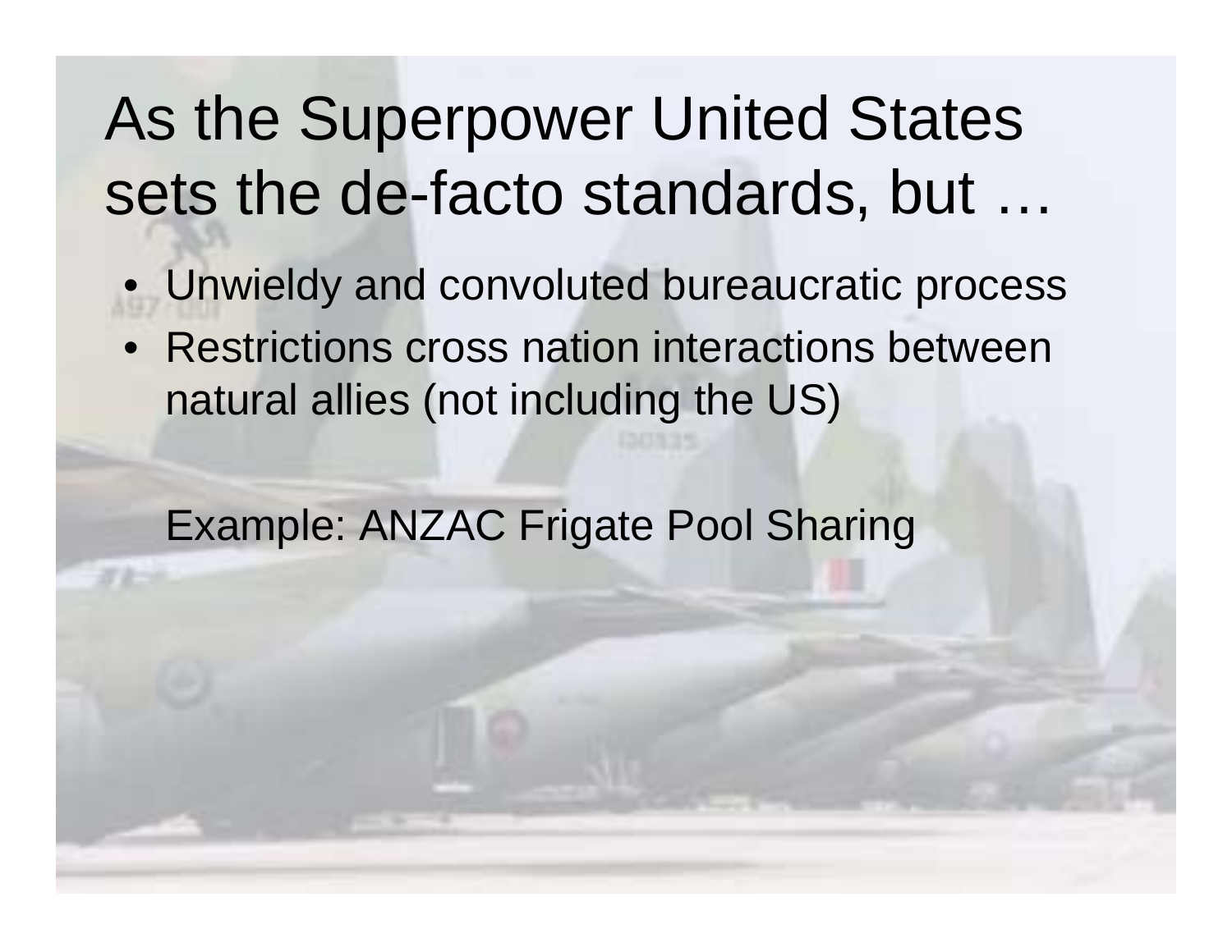# As the Superpower United States sets the de-facto standards, but …

- Unwieldy and convoluted bureaucratic process
- Restrictions cross nation interactions between natural allies (not including the US)

Example: ANZAC Frigate Pool Sharing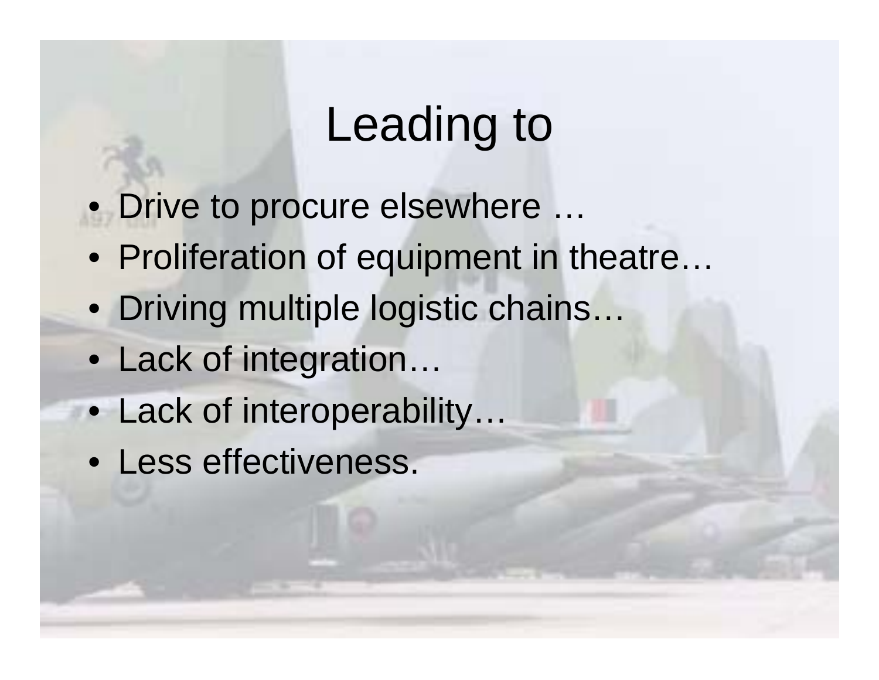# Leading to

- Drive to procure elsewhere …
- Proliferation of equipment in theatre…
- Driving multiple logistic chains…
- Lack of integration…
- Lack of interoperability…
- Less effectiveness.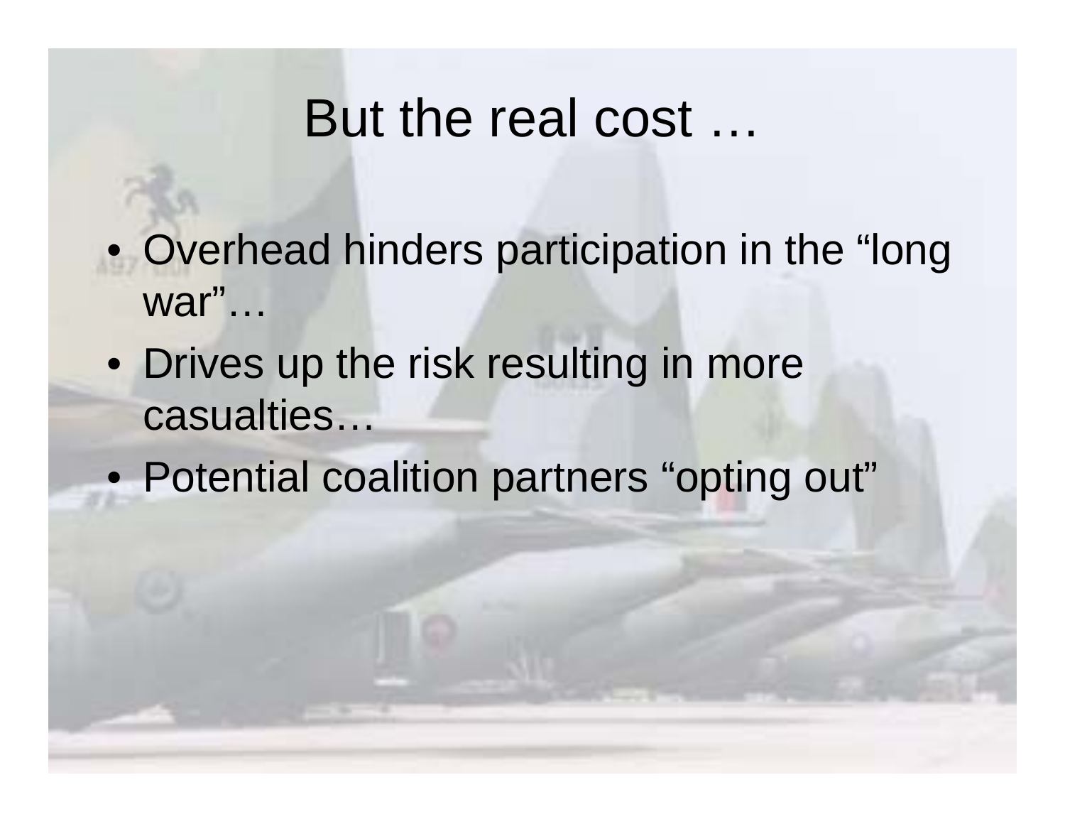# But the real cost …

- Overhead hinders participation in the “long war”…
- Drives up the risk resulting in more casualties…
- Potential coalition partners “opting out”